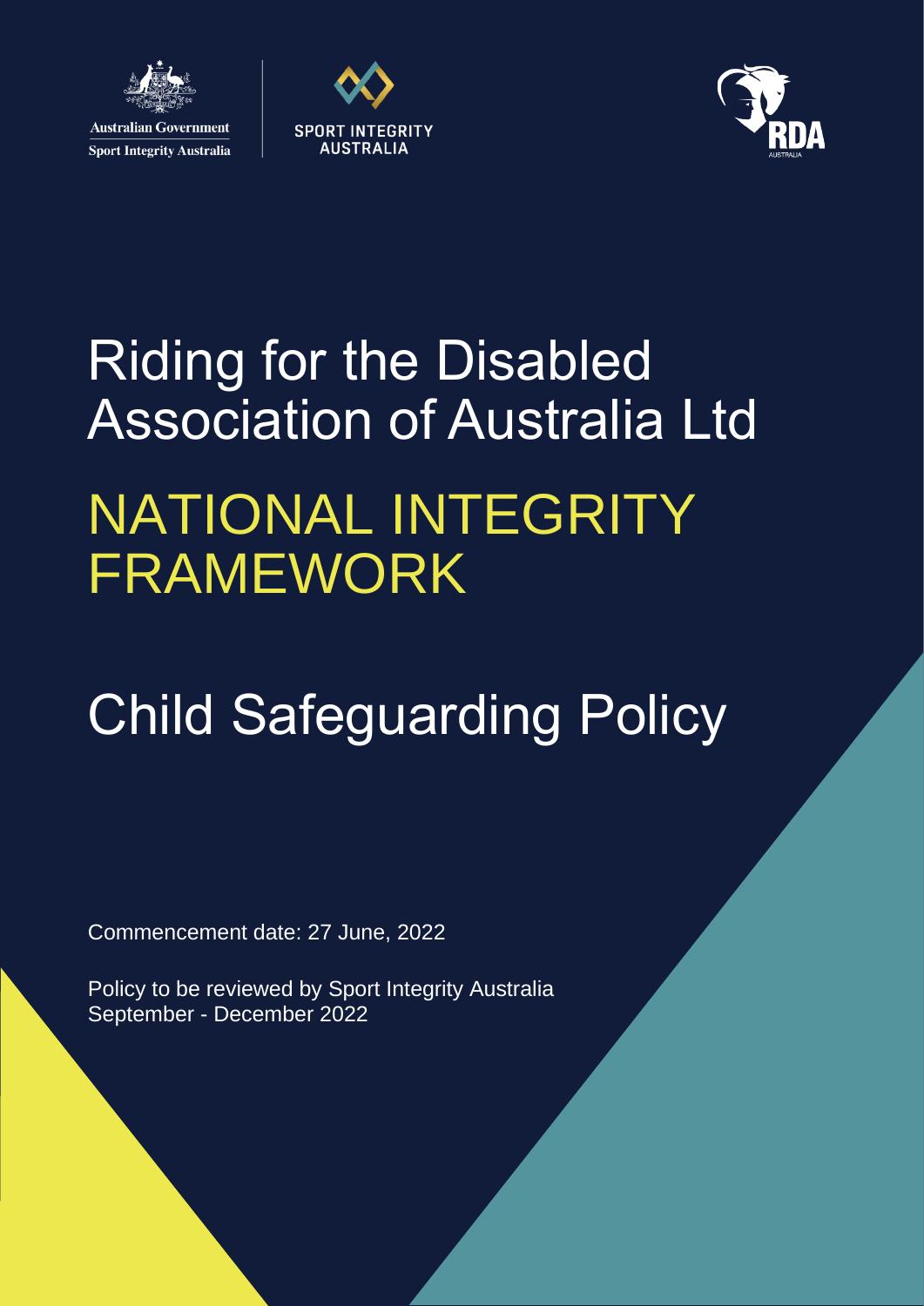Australian Government
Sport Integrity Australia

SPORT INTEGRITY AUSTRALIA

RDA AUSTRALIA

# Riding for the Disabled Association of Australia Ltd

# NATIONAL INTEGRITY FRAMEWORK

# Child Safeguarding Policy

Commencement date: 27 June, 2022

Policy to be reviewed by Sport Integrity Australia September - December 2022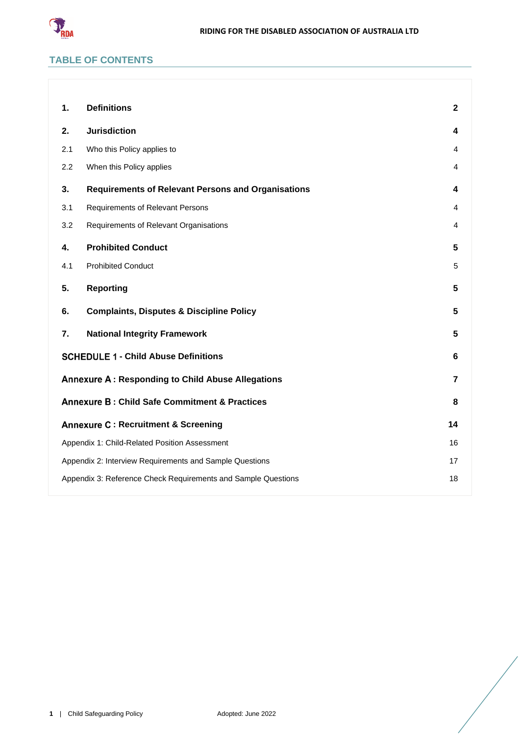## TABLE OF CONTENTS

| | | |
|---|---|---|
| **1.** | **Definitions** | **2** |
| **2.** | **Jurisdiction** | **4** |
| 2.1 | Who this Policy applies to | 4 |
| 2.2 | When this Policy applies | 4 |
| **3.** | **Requirements of Relevant Persons and Organisations** | **4** |
| 3.1 | Requirements of Relevant Persons | 4 |
| 3.2 | Requirements of Relevant Organisations | 4 |
| **4.** | **Prohibited Conduct** | **5** |
| 4.1 | Prohibited Conduct | 5 |
| **5.** | **Reporting** | **5** |
| **6.** | **Complaints, Disputes & Discipline Policy** | **5** |
| **7.** | **National Integrity Framework** | **5** |
| **SCHEDULE 1 - Child Abuse Definitions** | | **6** |
| **Annexure A : Responding to Child Abuse Allegations** | | **7** |
| **Annexure B : Child Safe Commitment & Practices** | | **8** |
| **Annexure C : Recruitment & Screening** | | **14** |
| Appendix 1: Child-Related Position Assessment | | 16 |
| Appendix 2: Interview Requirements and Sample Questions | | 17 |
| Appendix 3: Reference Check Requirements and Sample Questions | | 18 |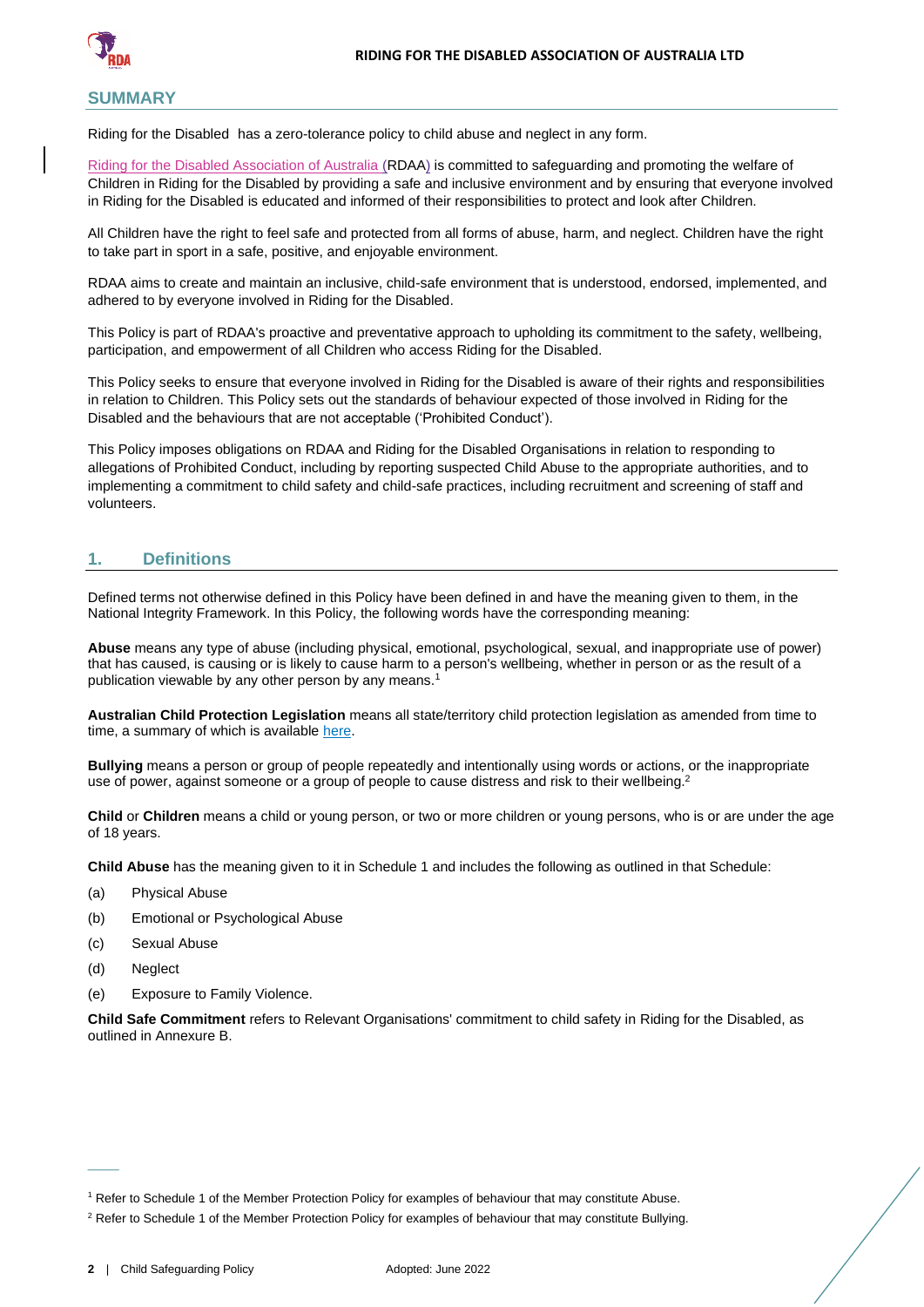## SUMMARY

Riding for the Disabled has a zero-tolerance policy to child abuse and neglect in any form.

Riding for the Disabled Association of Australia (RDAA) is committed to safeguarding and promoting the welfare of Children in Riding for the Disabled by providing a safe and inclusive environment and by ensuring that everyone involved in Riding for the Disabled is educated and informed of their responsibilities to protect and look after Children.

All Children have the right to feel safe and protected from all forms of abuse, harm, and neglect. Children have the right to take part in sport in a safe, positive, and enjoyable environment.

RDAA aims to create and maintain an inclusive, child-safe environment that is understood, endorsed, implemented, and adhered to by everyone involved in Riding for the Disabled.

This Policy is part of RDAA's proactive and preventative approach to upholding its commitment to the safety, wellbeing, participation, and empowerment of all Children who access Riding for the Disabled.

This Policy seeks to ensure that everyone involved in Riding for the Disabled is aware of their rights and responsibilities in relation to Children. This Policy sets out the standards of behaviour expected of those involved in Riding for the Disabled and the behaviours that are not acceptable ('Prohibited Conduct').

This Policy imposes obligations on RDAA and Riding for the Disabled Organisations in relation to responding to allegations of Prohibited Conduct, including by reporting suspected Child Abuse to the appropriate authorities, and to implementing a commitment to child safety and child-safe practices, including recruitment and screening of staff and volunteers.

## 1. Definitions

Defined terms not otherwise defined in this Policy have been defined in and have the meaning given to them, in the National Integrity Framework. In this Policy, the following words have the corresponding meaning:

**Abuse** means any type of abuse (including physical, emotional, psychological, sexual, and inappropriate use of power) that has caused, is causing or is likely to cause harm to a person's wellbeing, whether in person or as the result of a publication viewable by any other person by any means.[1]

**Australian Child Protection Legislation** means all state/territory child protection legislation as amended from time to time, a summary of which is available here.

**Bullying** means a person or group of people repeatedly and intentionally using words or actions, or the inappropriate use of power, against someone or a group of people to cause distress and risk to their wellbeing.[2]

**Child** or **Children** means a child or young person, or two or more children or young persons, who is or are under the age of 18 years.

**Child Abuse** has the meaning given to it in Schedule 1 and includes the following as outlined in that Schedule:

(a) Physical Abuse

(b) Emotional or Psychological Abuse

(c) Sexual Abuse

(d) Neglect

(e) Exposure to Family Violence.

**Child Safe Commitment** refers to Relevant Organisations' commitment to child safety in Riding for the Disabled, as outlined in Annexure B.

---

[1] Refer to Schedule 1 of the Member Protection Policy for examples of behaviour that may constitute Abuse.

[2] Refer to Schedule 1 of the Member Protection Policy for examples of behaviour that may constitute Bullying.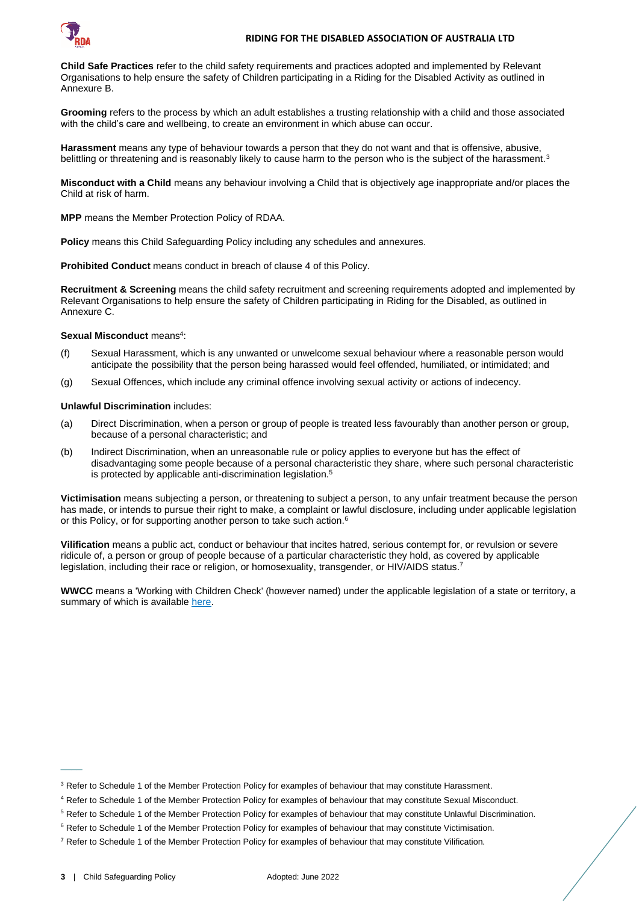**Child Safe Practices** refer to the child safety requirements and practices adopted and implemented by Relevant Organisations to help ensure the safety of Children participating in a Riding for the Disabled Activity as outlined in Annexure B.

**Grooming** refers to the process by which an adult establishes a trusting relationship with a child and those associated with the child's care and wellbeing, to create an environment in which abuse can occur.

**Harassment** means any type of behaviour towards a person that they do not want and that is offensive, abusive, belittling or threatening and is reasonably likely to cause harm to the person who is the subject of the harassment.[3]

**Misconduct with a Child** means any behaviour involving a Child that is objectively age inappropriate and/or places the Child at risk of harm.

**MPP** means the Member Protection Policy of RDAA.

**Policy** means this Child Safeguarding Policy including any schedules and annexures.

**Prohibited Conduct** means conduct in breach of clause 4 of this Policy.

**Recruitment & Screening** means the child safety recruitment and screening requirements adopted and implemented by Relevant Organisations to help ensure the safety of Children participating in Riding for the Disabled, as outlined in Annexure C.

**Sexual Misconduct** means[4]:

(f) Sexual Harassment, which is any unwanted or unwelcome sexual behaviour where a reasonable person would anticipate the possibility that the person being harassed would feel offended, humiliated, or intimidated; and

(g) Sexual Offences, which include any criminal offence involving sexual activity or actions of indecency.

**Unlawful Discrimination** includes:

(a) Direct Discrimination, when a person or group of people is treated less favourably than another person or group, because of a personal characteristic; and

(b) Indirect Discrimination, when an unreasonable rule or policy applies to everyone but has the effect of disadvantaging some people because of a personal characteristic they share, where such personal characteristic is protected by applicable anti-discrimination legislation.[5]

**Victimisation** means subjecting a person, or threatening to subject a person, to any unfair treatment because the person has made, or intends to pursue their right to make, a complaint or lawful disclosure, including under applicable legislation or this Policy, or for supporting another person to take such action.[6]

**Vilification** means a public act, conduct or behaviour that incites hatred, serious contempt for, or revulsion or severe ridicule of, a person or group of people because of a particular characteristic they hold, as covered by applicable legislation, including their race or religion, or homosexuality, transgender, or HIV/AIDS status.[7]

**WWCC** means a 'Working with Children Check' (however named) under the applicable legislation of a state or territory, a summary of which is available here.

---

[3] Refer to Schedule 1 of the Member Protection Policy for examples of behaviour that may constitute Harassment.

[4] Refer to Schedule 1 of the Member Protection Policy for examples of behaviour that may constitute Sexual Misconduct.

[5] Refer to Schedule 1 of the Member Protection Policy for examples of behaviour that may constitute Unlawful Discrimination.

[6] Refer to Schedule 1 of the Member Protection Policy for examples of behaviour that may constitute Victimisation.

[7] Refer to Schedule 1 of the Member Protection Policy for examples of behaviour that may constitute Vilification.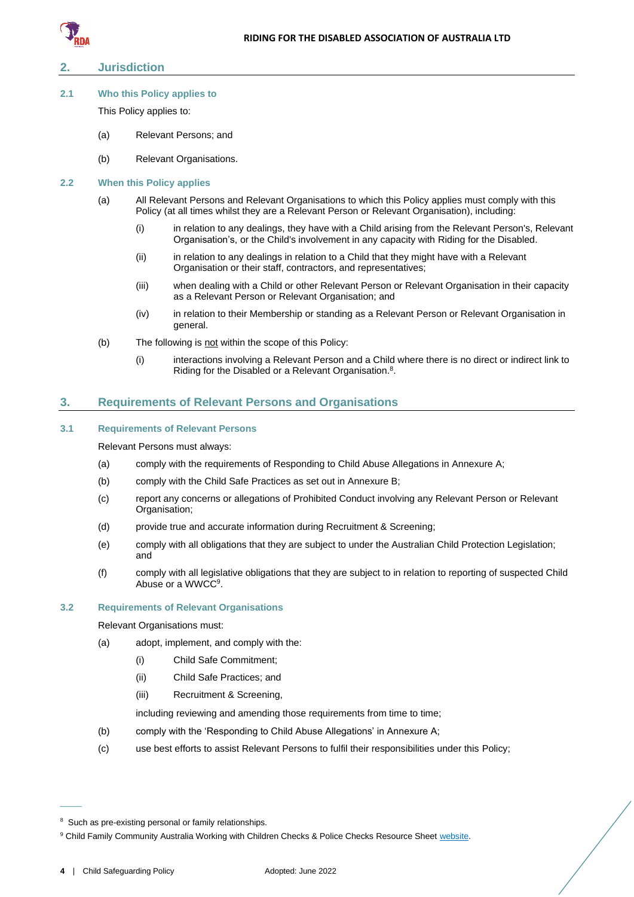## 2. Jurisdiction

### 2.1 Who this Policy applies to

This Policy applies to:

(a) Relevant Persons; and

(b) Relevant Organisations.

### 2.2 When this Policy applies

(a) All Relevant Persons and Relevant Organisations to which this Policy applies must comply with this Policy (at all times whilst they are a Relevant Person or Relevant Organisation), including:

(i) in relation to any dealings, they have with a Child arising from the Relevant Person's, Relevant Organisation's, or the Child's involvement in any capacity with Riding for the Disabled.

(ii) in relation to any dealings in relation to a Child that they might have with a Relevant Organisation or their staff, contractors, and representatives;

(iii) when dealing with a Child or other Relevant Person or Relevant Organisation in their capacity as a Relevant Person or Relevant Organisation; and

(iv) in relation to their Membership or standing as a Relevant Person or Relevant Organisation in general.

(b) The following is not within the scope of this Policy:

(i) interactions involving a Relevant Person and a Child where there is no direct or indirect link to Riding for the Disabled or a Relevant Organisation.[8].

## 3. Requirements of Relevant Persons and Organisations

### 3.1 Requirements of Relevant Persons

Relevant Persons must always:

(a) comply with the requirements of Responding to Child Abuse Allegations in Annexure A;

(b) comply with the Child Safe Practices as set out in Annexure B;

(c) report any concerns or allegations of Prohibited Conduct involving any Relevant Person or Relevant Organisation;

(d) provide true and accurate information during Recruitment & Screening;

(e) comply with all obligations that they are subject to under the Australian Child Protection Legislation; and

(f) comply with all legislative obligations that they are subject to in relation to reporting of suspected Child Abuse or a WWCC[9].

### 3.2 Requirements of Relevant Organisations

Relevant Organisations must:

(a) adopt, implement, and comply with the:

(i) Child Safe Commitment;

(ii) Child Safe Practices; and

(iii) Recruitment & Screening,

including reviewing and amending those requirements from time to time;

(b) comply with the 'Responding to Child Abuse Allegations' in Annexure A;

(c) use best efforts to assist Relevant Persons to fulfil their responsibilities under this Policy;

---

[8] Such as pre-existing personal or family relationships.

[9] Child Family Community Australia Working with Children Checks & Police Checks Resource Sheet website.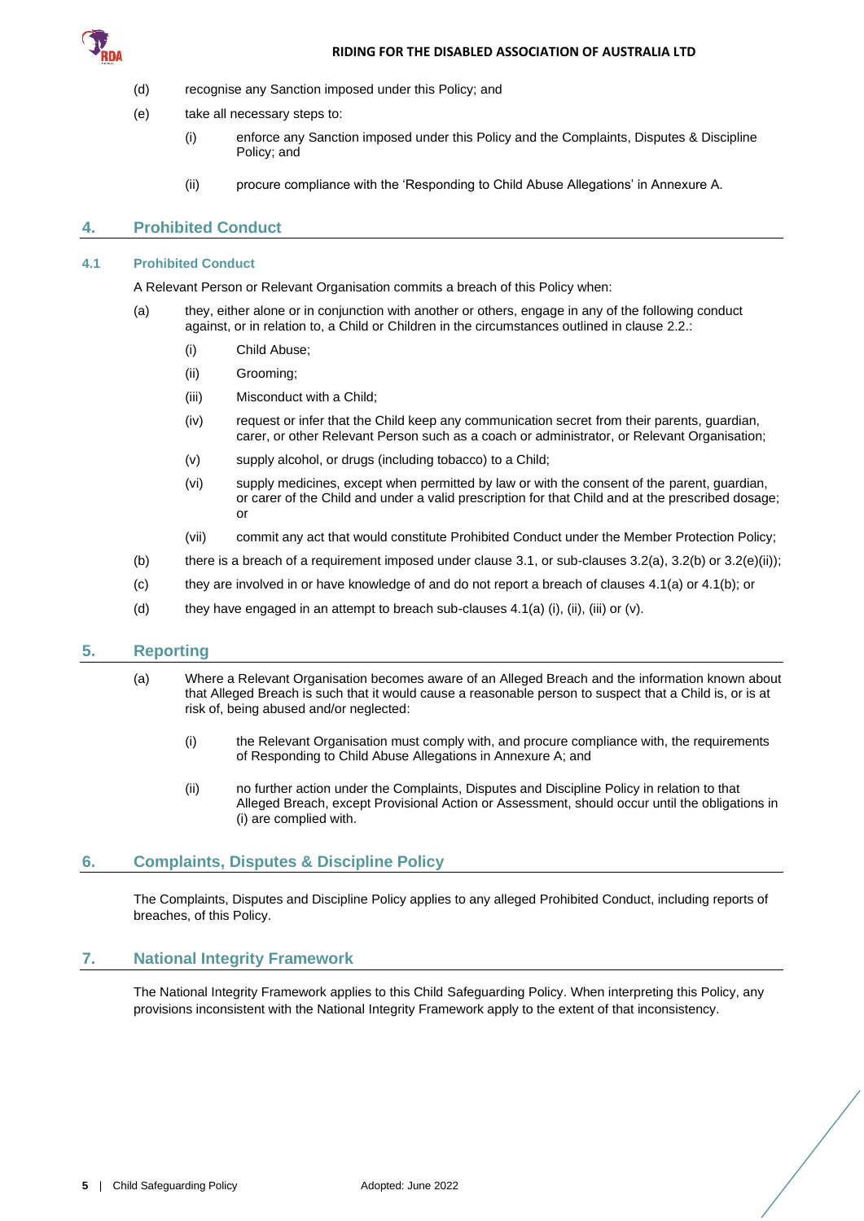(d) recognise any Sanction imposed under this Policy; and

(e) take all necessary steps to:

   (i) enforce any Sanction imposed under this Policy and the Complaints, Disputes & Discipline Policy; and

   (ii) procure compliance with the 'Responding to Child Abuse Allegations' in Annexure A.

## 4. Prohibited Conduct

### 4.1 Prohibited Conduct

A Relevant Person or Relevant Organisation commits a breach of this Policy when:

(a) they, either alone or in conjunction with another or others, engage in any of the following conduct against, or in relation to, a Child or Children in the circumstances outlined in clause 2.2.:

   (i) Child Abuse;

   (ii) Grooming;

   (iii) Misconduct with a Child;

   (iv) request or infer that the Child keep any communication secret from their parents, guardian, carer, or other Relevant Person such as a coach or administrator, or Relevant Organisation;

   (v) supply alcohol, or drugs (including tobacco) to a Child;

   (vi) supply medicines, except when permitted by law or with the consent of the parent, guardian, or carer of the Child and under a valid prescription for that Child and at the prescribed dosage; or

   (vii) commit any act that would constitute Prohibited Conduct under the Member Protection Policy;

(b) there is a breach of a requirement imposed under clause 3.1, or sub-clauses 3.2(a), 3.2(b) or 3.2(e)(ii));

(c) they are involved in or have knowledge of and do not report a breach of clauses 4.1(a) or 4.1(b); or

(d) they have engaged in an attempt to breach sub-clauses 4.1(a) (i), (ii), (iii) or (v).

## 5. Reporting

(a) Where a Relevant Organisation becomes aware of an Alleged Breach and the information known about that Alleged Breach is such that it would cause a reasonable person to suspect that a Child is, or is at risk of, being abused and/or neglected:

   (i) the Relevant Organisation must comply with, and procure compliance with, the requirements of Responding to Child Abuse Allegations in Annexure A; and

   (ii) no further action under the Complaints, Disputes and Discipline Policy in relation to that Alleged Breach, except Provisional Action or Assessment, should occur until the obligations in (i) are complied with.

## 6. Complaints, Disputes & Discipline Policy

The Complaints, Disputes and Discipline Policy applies to any alleged Prohibited Conduct, including reports of breaches, of this Policy.

## 7. National Integrity Framework

The National Integrity Framework applies to this Child Safeguarding Policy. When interpreting this Policy, any provisions inconsistent with the National Integrity Framework apply to the extent of that inconsistency.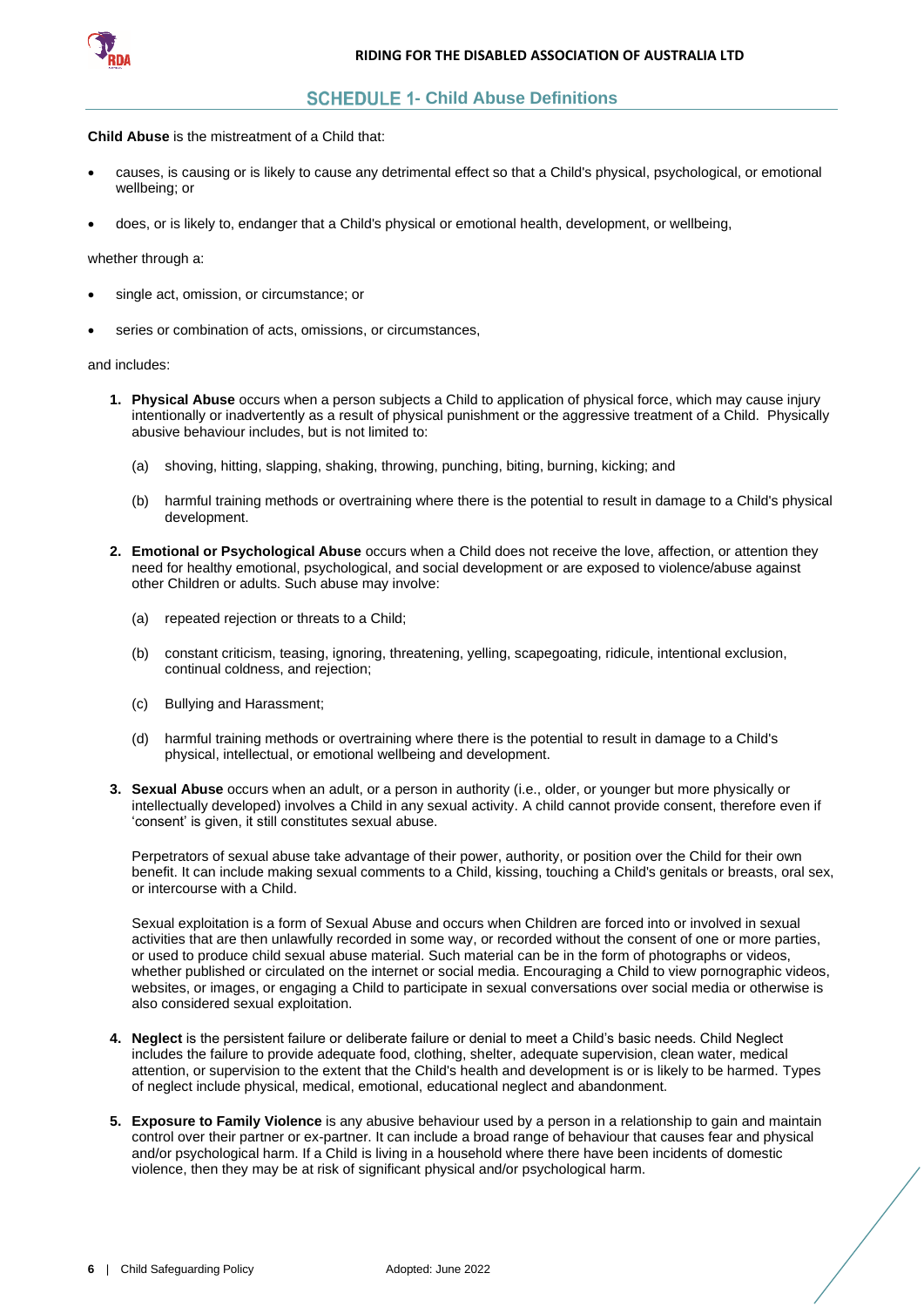## SCHEDULE 1- Child Abuse Definitions

**Child Abuse** is the mistreatment of a Child that:

- causes, is causing or is likely to cause any detrimental effect so that a Child's physical, psychological, or emotional wellbeing; or
- does, or is likely to, endanger that a Child's physical or emotional health, development, or wellbeing,

whether through a:

- single act, omission, or circumstance; or
- series or combination of acts, omissions, or circumstances,

and includes:

1. **Physical Abuse** occurs when a person subjects a Child to application of physical force, which may cause injury intentionally or inadvertently as a result of physical punishment or the aggressive treatment of a Child. Physically abusive behaviour includes, but is not limited to:

   (a) shoving, hitting, slapping, shaking, throwing, punching, biting, burning, kicking; and

   (b) harmful training methods or overtraining where there is the potential to result in damage to a Child's physical development.

2. **Emotional or Psychological Abuse** occurs when a Child does not receive the love, affection, or attention they need for healthy emotional, psychological, and social development or are exposed to violence/abuse against other Children or adults. Such abuse may involve:

   (a) repeated rejection or threats to a Child;

   (b) constant criticism, teasing, ignoring, threatening, yelling, scapegoating, ridicule, intentional exclusion, continual coldness, and rejection;

   (c) Bullying and Harassment;

   (d) harmful training methods or overtraining where there is the potential to result in damage to a Child's physical, intellectual, or emotional wellbeing and development.

3. **Sexual Abuse** occurs when an adult, or a person in authority (i.e., older, or younger but more physically or intellectually developed) involves a Child in any sexual activity. A child cannot provide consent, therefore even if 'consent' is given, it still constitutes sexual abuse.

   Perpetrators of sexual abuse take advantage of their power, authority, or position over the Child for their own benefit. It can include making sexual comments to a Child, kissing, touching a Child's genitals or breasts, oral sex, or intercourse with a Child.

   Sexual exploitation is a form of Sexual Abuse and occurs when Children are forced into or involved in sexual activities that are then unlawfully recorded in some way, or recorded without the consent of one or more parties, or used to produce child sexual abuse material. Such material can be in the form of photographs or videos, whether published or circulated on the internet or social media. Encouraging a Child to view pornographic videos, websites, or images, or engaging a Child to participate in sexual conversations over social media or otherwise is also considered sexual exploitation.

4. **Neglect** is the persistent failure or deliberate failure or denial to meet a Child's basic needs. Child Neglect includes the failure to provide adequate food, clothing, shelter, adequate supervision, clean water, medical attention, or supervision to the extent that the Child's health and development is or is likely to be harmed. Types of neglect include physical, medical, emotional, educational neglect and abandonment.

5. **Exposure to Family Violence** is any abusive behaviour used by a person in a relationship to gain and maintain control over their partner or ex-partner. It can include a broad range of behaviour that causes fear and physical and/or psychological harm. If a Child is living in a household where there have been incidents of domestic violence, then they may be at risk of significant physical and/or psychological harm.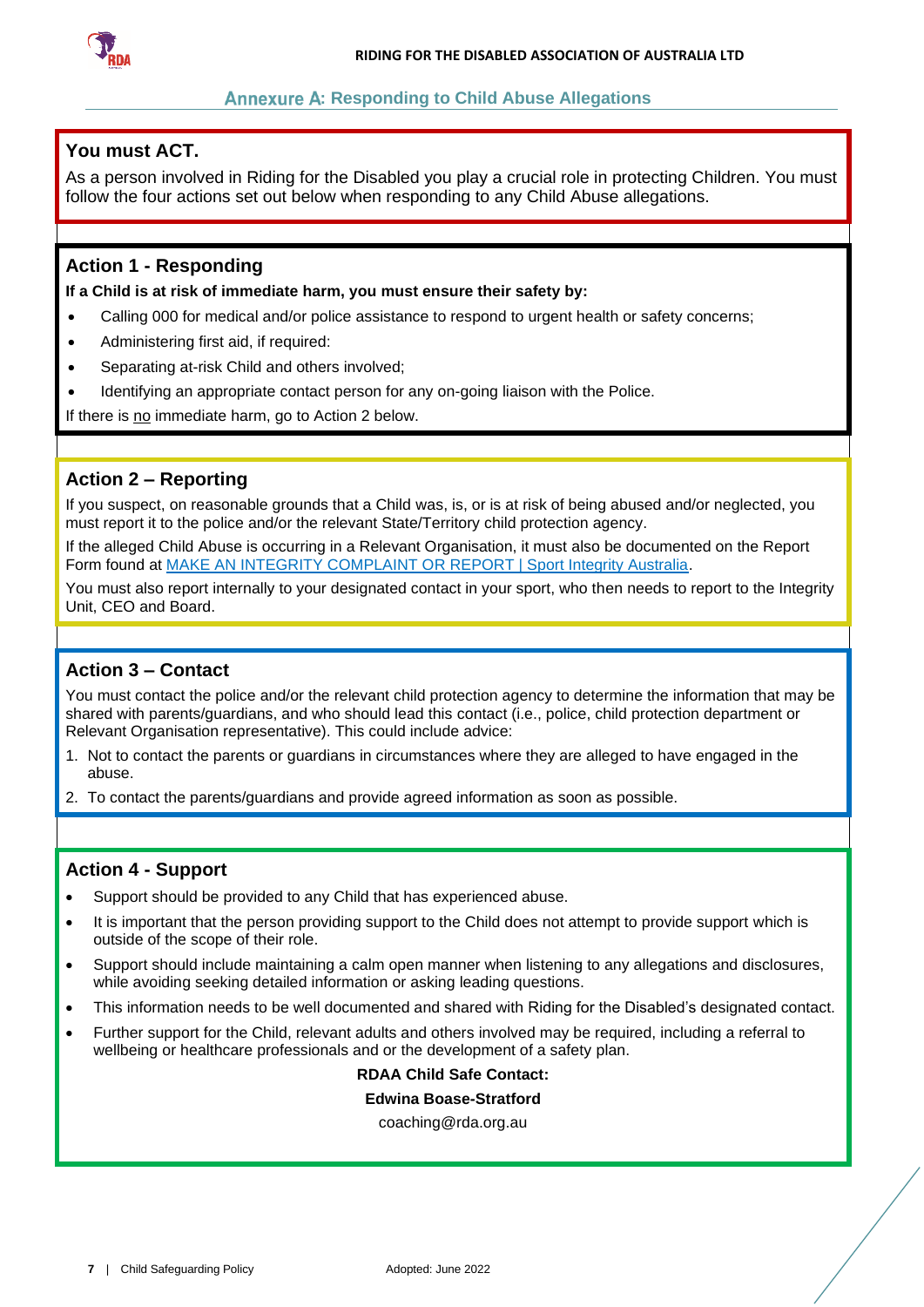## Annexure A: Responding to Child Abuse Allegations

### You must ACT.

As a person involved in Riding for the Disabled you play a crucial role in protecting Children. You must follow the four actions set out below when responding to any Child Abuse allegations.

### Action 1 - Responding

**If a Child is at risk of immediate harm, you must ensure their safety by:**

- Calling 000 for medical and/or police assistance to respond to urgent health or safety concerns;
- Administering first aid, if required:
- Separating at-risk Child and others involved;
- Identifying an appropriate contact person for any on-going liaison with the Police.

If there is no immediate harm, go to Action 2 below.

### Action 2 – Reporting

If you suspect, on reasonable grounds that a Child was, is, or is at risk of being abused and/or neglected, you must report it to the police and/or the relevant State/Territory child protection agency.

If the alleged Child Abuse is occurring in a Relevant Organisation, it must also be documented on the Report Form found at [MAKE AN INTEGRITY COMPLAINT OR REPORT | Sport Integrity Australia](#).

You must also report internally to your designated contact in your sport, who then needs to report to the Integrity Unit, CEO and Board.

### Action 3 – Contact

You must contact the police and/or the relevant child protection agency to determine the information that may be shared with parents/guardians, and who should lead this contact (i.e., police, child protection department or Relevant Organisation representative). This could include advice:

1. Not to contact the parents or guardians in circumstances where they are alleged to have engaged in the abuse.
2. To contact the parents/guardians and provide agreed information as soon as possible.

### Action 4 - Support

- Support should be provided to any Child that has experienced abuse.
- It is important that the person providing support to the Child does not attempt to provide support which is outside of the scope of their role.
- Support should include maintaining a calm open manner when listening to any allegations and disclosures, while avoiding seeking detailed information or asking leading questions.
- This information needs to be well documented and shared with Riding for the Disabled's designated contact.
- Further support for the Child, relevant adults and others involved may be required, including a referral to wellbeing or healthcare professionals and or the development of a safety plan.

**RDAA Child Safe Contact:**

**Edwina Boase-Stratford**

coaching@rda.org.au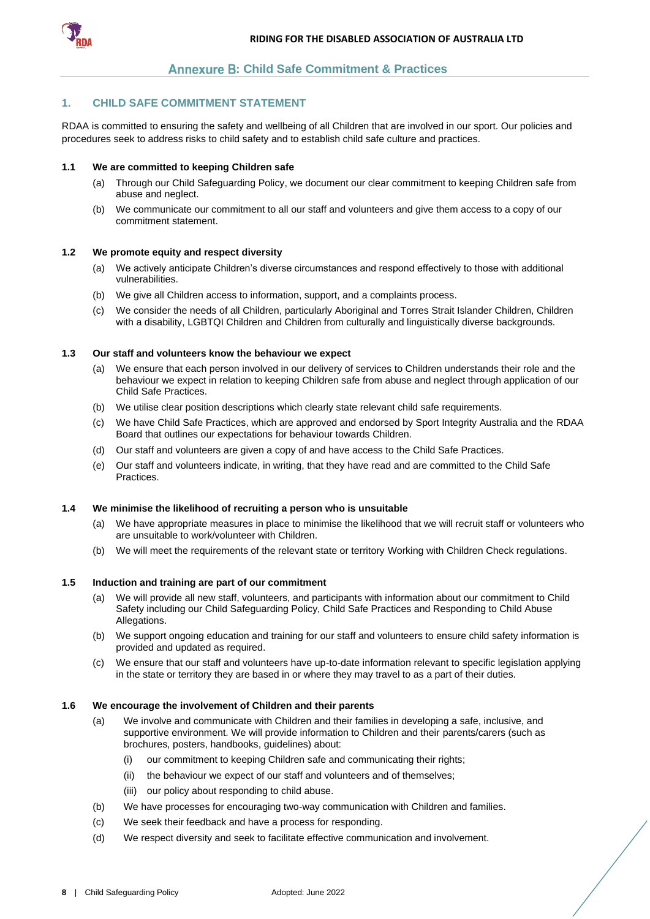## Annexure B: Child Safe Commitment & Practices

### 1. CHILD SAFE COMMITMENT STATEMENT

RDAA is committed to ensuring the safety and wellbeing of all Children that are involved in our sport. Our policies and procedures seek to address risks to child safety and to establish child safe culture and practices.

#### 1.1 We are committed to keeping Children safe

(a) Through our Child Safeguarding Policy, we document our clear commitment to keeping Children safe from abuse and neglect.

(b) We communicate our commitment to all our staff and volunteers and give them access to a copy of our commitment statement.

#### 1.2 We promote equity and respect diversity

(a) We actively anticipate Children's diverse circumstances and respond effectively to those with additional vulnerabilities.

(b) We give all Children access to information, support, and a complaints process.

(c) We consider the needs of all Children, particularly Aboriginal and Torres Strait Islander Children, Children with a disability, LGBTQI Children and Children from culturally and linguistically diverse backgrounds.

#### 1.3 Our staff and volunteers know the behaviour we expect

(a) We ensure that each person involved in our delivery of services to Children understands their role and the behaviour we expect in relation to keeping Children safe from abuse and neglect through application of our Child Safe Practices.

(b) We utilise clear position descriptions which clearly state relevant child safe requirements.

(c) We have Child Safe Practices, which are approved and endorsed by Sport Integrity Australia and the RDAA Board that outlines our expectations for behaviour towards Children.

(d) Our staff and volunteers are given a copy of and have access to the Child Safe Practices.

(e) Our staff and volunteers indicate, in writing, that they have read and are committed to the Child Safe Practices.

#### 1.4 We minimise the likelihood of recruiting a person who is unsuitable

(a) We have appropriate measures in place to minimise the likelihood that we will recruit staff or volunteers who are unsuitable to work/volunteer with Children.

(b) We will meet the requirements of the relevant state or territory Working with Children Check regulations.

#### 1.5 Induction and training are part of our commitment

(a) We will provide all new staff, volunteers, and participants with information about our commitment to Child Safety including our Child Safeguarding Policy, Child Safe Practices and Responding to Child Abuse Allegations.

(b) We support ongoing education and training for our staff and volunteers to ensure child safety information is provided and updated as required.

(c) We ensure that our staff and volunteers have up-to-date information relevant to specific legislation applying in the state or territory they are based in or where they may travel to as a part of their duties.

#### 1.6 We encourage the involvement of Children and their parents

(a) We involve and communicate with Children and their families in developing a safe, inclusive, and supportive environment. We will provide information to Children and their parents/carers (such as brochures, posters, handbooks, guidelines) about:

  (i) our commitment to keeping Children safe and communicating their rights;

  (ii) the behaviour we expect of our staff and volunteers and of themselves;

  (iii) our policy about responding to child abuse.

(b) We have processes for encouraging two-way communication with Children and families.

(c) We seek their feedback and have a process for responding.

(d) We respect diversity and seek to facilitate effective communication and involvement.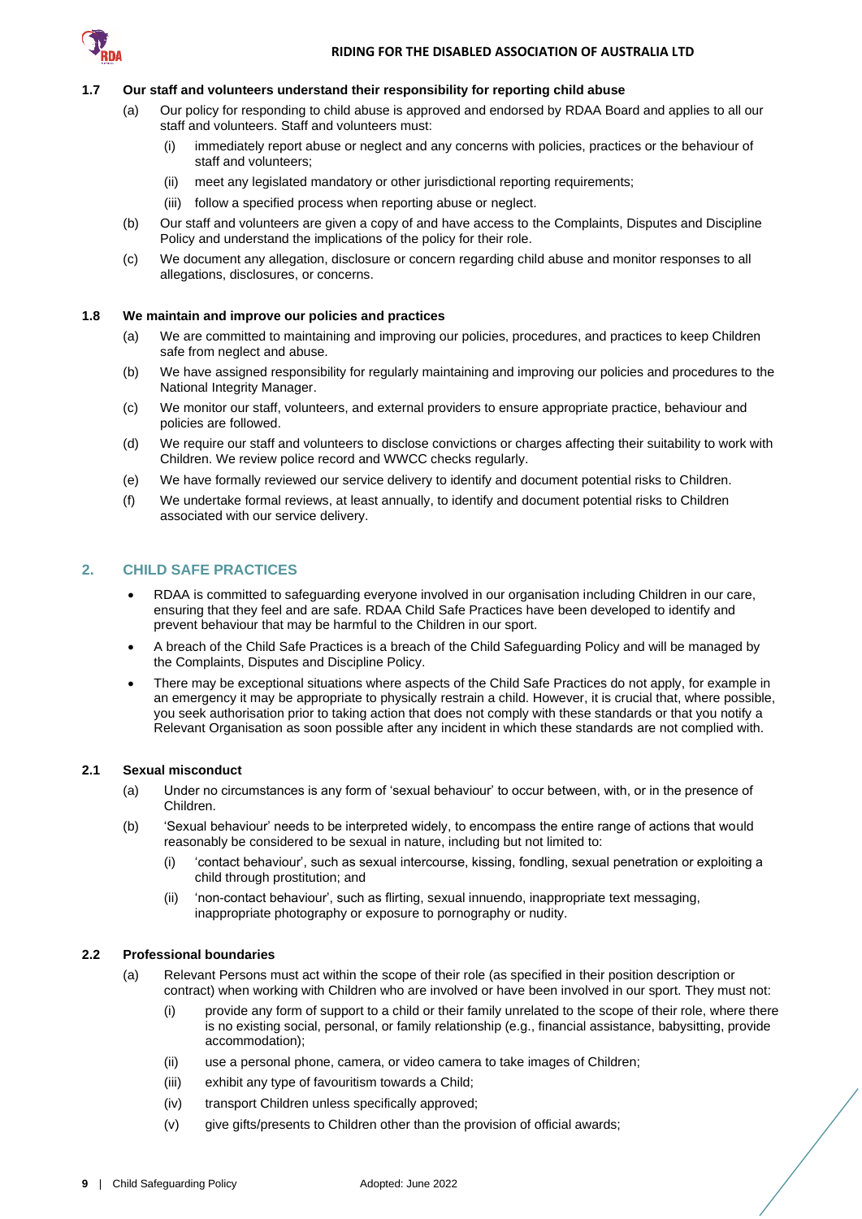### 1.7 Our staff and volunteers understand their responsibility for reporting child abuse

(a) Our policy for responding to child abuse is approved and endorsed by RDAA Board and applies to all our staff and volunteers. Staff and volunteers must:

   (i) immediately report abuse or neglect and any concerns with policies, practices or the behaviour of staff and volunteers;

   (ii) meet any legislated mandatory or other jurisdictional reporting requirements;

   (iii) follow a specified process when reporting abuse or neglect.

(b) Our staff and volunteers are given a copy of and have access to the Complaints, Disputes and Discipline Policy and understand the implications of the policy for their role.

(c) We document any allegation, disclosure or concern regarding child abuse and monitor responses to all allegations, disclosures, or concerns.

### 1.8 We maintain and improve our policies and practices

(a) We are committed to maintaining and improving our policies, procedures, and practices to keep Children safe from neglect and abuse.

(b) We have assigned responsibility for regularly maintaining and improving our policies and procedures to the National Integrity Manager.

(c) We monitor our staff, volunteers, and external providers to ensure appropriate practice, behaviour and policies are followed.

(d) We require our staff and volunteers to disclose convictions or charges affecting their suitability to work with Children. We review police record and WWCC checks regularly.

(e) We have formally reviewed our service delivery to identify and document potential risks to Children.

(f) We undertake formal reviews, at least annually, to identify and document potential risks to Children associated with our service delivery.

## 2. CHILD SAFE PRACTICES

- RDAA is committed to safeguarding everyone involved in our organisation including Children in our care, ensuring that they feel and are safe. RDAA Child Safe Practices have been developed to identify and prevent behaviour that may be harmful to the Children in our sport.
- A breach of the Child Safe Practices is a breach of the Child Safeguarding Policy and will be managed by the Complaints, Disputes and Discipline Policy.
- There may be exceptional situations where aspects of the Child Safe Practices do not apply, for example in an emergency it may be appropriate to physically restrain a child. However, it is crucial that, where possible, you seek authorisation prior to taking action that does not comply with these standards or that you notify a Relevant Organisation as soon possible after any incident in which these standards are not complied with.

### 2.1 Sexual misconduct

(a) Under no circumstances is any form of 'sexual behaviour' to occur between, with, or in the presence of Children.

(b) 'Sexual behaviour' needs to be interpreted widely, to encompass the entire range of actions that would reasonably be considered to be sexual in nature, including but not limited to:

   (i) 'contact behaviour', such as sexual intercourse, kissing, fondling, sexual penetration or exploiting a child through prostitution; and

   (ii) 'non-contact behaviour', such as flirting, sexual innuendo, inappropriate text messaging, inappropriate photography or exposure to pornography or nudity.

### 2.2 Professional boundaries

(a) Relevant Persons must act within the scope of their role (as specified in their position description or contract) when working with Children who are involved or have been involved in our sport. They must not:

   (i) provide any form of support to a child or their family unrelated to the scope of their role, where there is no existing social, personal, or family relationship (e.g., financial assistance, babysitting, provide accommodation);

   (ii) use a personal phone, camera, or video camera to take images of Children;

   (iii) exhibit any type of favouritism towards a Child;

   (iv) transport Children unless specifically approved;

   (v) give gifts/presents to Children other than the provision of official awards;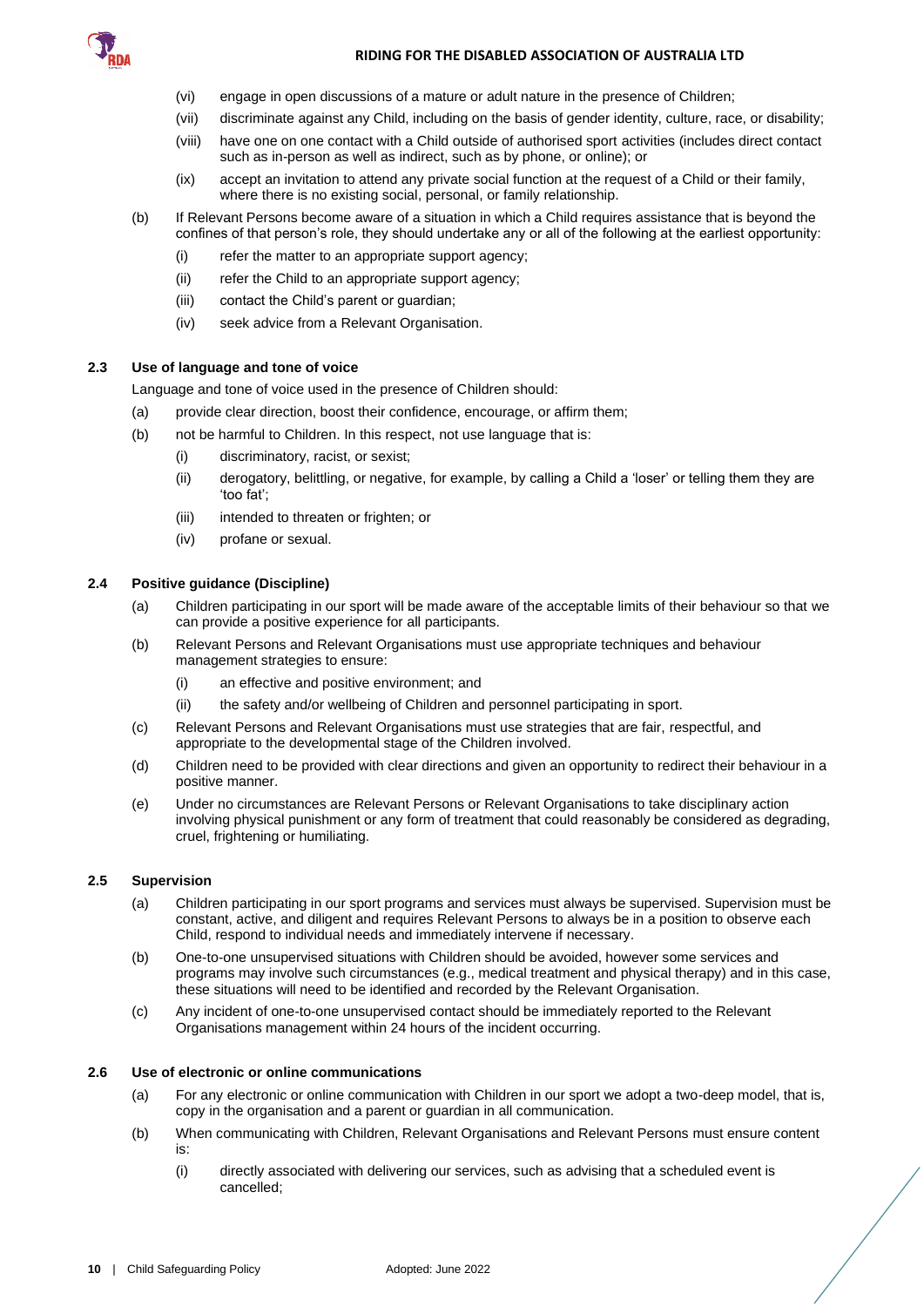(vi) engage in open discussions of a mature or adult nature in the presence of Children;

(vii) discriminate against any Child, including on the basis of gender identity, culture, race, or disability;

(viii) have one on one contact with a Child outside of authorised sport activities (includes direct contact such as in-person as well as indirect, such as by phone, or online); or

(ix) accept an invitation to attend any private social function at the request of a Child or their family, where there is no existing social, personal, or family relationship.

(b) If Relevant Persons become aware of a situation in which a Child requires assistance that is beyond the confines of that person's role, they should undertake any or all of the following at the earliest opportunity:

(i) refer the matter to an appropriate support agency;

(ii) refer the Child to an appropriate support agency;

(iii) contact the Child's parent or guardian;

(iv) seek advice from a Relevant Organisation.

### 2.3 Use of language and tone of voice

Language and tone of voice used in the presence of Children should:

(a) provide clear direction, boost their confidence, encourage, or affirm them;

(b) not be harmful to Children. In this respect, not use language that is:

(i) discriminatory, racist, or sexist;

(ii) derogatory, belittling, or negative, for example, by calling a Child a 'loser' or telling them they are 'too fat';

(iii) intended to threaten or frighten; or

(iv) profane or sexual.

### 2.4 Positive guidance (Discipline)

(a) Children participating in our sport will be made aware of the acceptable limits of their behaviour so that we can provide a positive experience for all participants.

(b) Relevant Persons and Relevant Organisations must use appropriate techniques and behaviour management strategies to ensure:

(i) an effective and positive environment; and

(ii) the safety and/or wellbeing of Children and personnel participating in sport.

(c) Relevant Persons and Relevant Organisations must use strategies that are fair, respectful, and appropriate to the developmental stage of the Children involved.

(d) Children need to be provided with clear directions and given an opportunity to redirect their behaviour in a positive manner.

(e) Under no circumstances are Relevant Persons or Relevant Organisations to take disciplinary action involving physical punishment or any form of treatment that could reasonably be considered as degrading, cruel, frightening or humiliating.

### 2.5 Supervision

(a) Children participating in our sport programs and services must always be supervised. Supervision must be constant, active, and diligent and requires Relevant Persons to always be in a position to observe each Child, respond to individual needs and immediately intervene if necessary.

(b) One-to-one unsupervised situations with Children should be avoided, however some services and programs may involve such circumstances (e.g., medical treatment and physical therapy) and in this case, these situations will need to be identified and recorded by the Relevant Organisation.

(c) Any incident of one-to-one unsupervised contact should be immediately reported to the Relevant Organisations management within 24 hours of the incident occurring.

### 2.6 Use of electronic or online communications

(a) For any electronic or online communication with Children in our sport we adopt a two-deep model, that is, copy in the organisation and a parent or guardian in all communication.

(b) When communicating with Children, Relevant Organisations and Relevant Persons must ensure content is:

(i) directly associated with delivering our services, such as advising that a scheduled event is cancelled;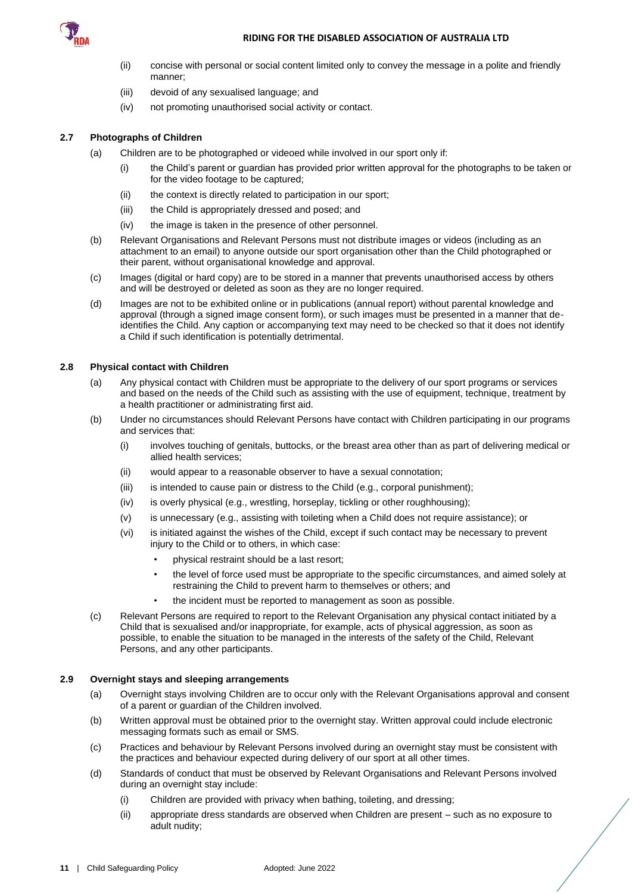(ii) concise with personal or social content limited only to convey the message in a polite and friendly manner;

(iii) devoid of any sexualised language; and

(iv) not promoting unauthorised social activity or contact.

### 2.7 Photographs of Children

(a) Children are to be photographed or videoed while involved in our sport only if:

(i) the Child's parent or guardian has provided prior written approval for the photographs to be taken or for the video footage to be captured;

(ii) the context is directly related to participation in our sport;

(iii) the Child is appropriately dressed and posed; and

(iv) the image is taken in the presence of other personnel.

(b) Relevant Organisations and Relevant Persons must not distribute images or videos (including as an attachment to an email) to anyone outside our sport organisation other than the Child photographed or their parent, without organisational knowledge and approval.

(c) Images (digital or hard copy) are to be stored in a manner that prevents unauthorised access by others and will be destroyed or deleted as soon as they are no longer required.

(d) Images are not to be exhibited online or in publications (annual report) without parental knowledge and approval (through a signed image consent form), or such images must be presented in a manner that de-identifies the Child. Any caption or accompanying text may need to be checked so that it does not identify a Child if such identification is potentially detrimental.

### 2.8 Physical contact with Children

(a) Any physical contact with Children must be appropriate to the delivery of our sport programs or services and based on the needs of the Child such as assisting with the use of equipment, technique, treatment by a health practitioner or administrating first aid.

(b) Under no circumstances should Relevant Persons have contact with Children participating in our programs and services that:

(i) involves touching of genitals, buttocks, or the breast area other than as part of delivering medical or allied health services;

(ii) would appear to a reasonable observer to have a sexual connotation;

(iii) is intended to cause pain or distress to the Child (e.g., corporal punishment);

(iv) is overly physical (e.g., wrestling, horseplay, tickling or other roughhousing);

(v) is unnecessary (e.g., assisting with toileting when a Child does not require assistance); or

(vi) is initiated against the wishes of the Child, except if such contact may be necessary to prevent injury to the Child or to others, in which case:

- physical restraint should be a last resort;
- the level of force used must be appropriate to the specific circumstances, and aimed solely at restraining the Child to prevent harm to themselves or others; and
- the incident must be reported to management as soon as possible.

(c) Relevant Persons are required to report to the Relevant Organisation any physical contact initiated by a Child that is sexualised and/or inappropriate, for example, acts of physical aggression, as soon as possible, to enable the situation to be managed in the interests of the safety of the Child, Relevant Persons, and any other participants.

### 2.9 Overnight stays and sleeping arrangements

(a) Overnight stays involving Children are to occur only with the Relevant Organisations approval and consent of a parent or guardian of the Children involved.

(b) Written approval must be obtained prior to the overnight stay. Written approval could include electronic messaging formats such as email or SMS.

(c) Practices and behaviour by Relevant Persons involved during an overnight stay must be consistent with the practices and behaviour expected during delivery of our sport at all other times.

(d) Standards of conduct that must be observed by Relevant Organisations and Relevant Persons involved during an overnight stay include:

(i) Children are provided with privacy when bathing, toileting, and dressing;

(ii) appropriate dress standards are observed when Children are present – such as no exposure to adult nudity;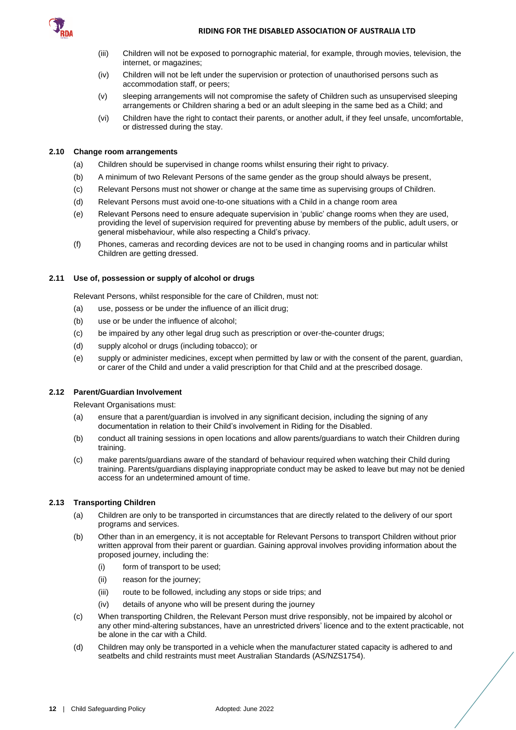(iii) Children will not be exposed to pornographic material, for example, through movies, television, the internet, or magazines;

(iv) Children will not be left under the supervision or protection of unauthorised persons such as accommodation staff, or peers;

(v) sleeping arrangements will not compromise the safety of Children such as unsupervised sleeping arrangements or Children sharing a bed or an adult sleeping in the same bed as a Child; and

(vi) Children have the right to contact their parents, or another adult, if they feel unsafe, uncomfortable, or distressed during the stay.

### 2.10 Change room arrangements

(a) Children should be supervised in change rooms whilst ensuring their right to privacy.

(b) A minimum of two Relevant Persons of the same gender as the group should always be present,

(c) Relevant Persons must not shower or change at the same time as supervising groups of Children.

(d) Relevant Persons must avoid one-to-one situations with a Child in a change room area

(e) Relevant Persons need to ensure adequate supervision in 'public' change rooms when they are used, providing the level of supervision required for preventing abuse by members of the public, adult users, or general misbehaviour, while also respecting a Child's privacy.

(f) Phones, cameras and recording devices are not to be used in changing rooms and in particular whilst Children are getting dressed.

### 2.11 Use of, possession or supply of alcohol or drugs

Relevant Persons, whilst responsible for the care of Children, must not:

(a) use, possess or be under the influence of an illicit drug;

(b) use or be under the influence of alcohol;

(c) be impaired by any other legal drug such as prescription or over-the-counter drugs;

(d) supply alcohol or drugs (including tobacco); or

(e) supply or administer medicines, except when permitted by law or with the consent of the parent, guardian, or carer of the Child and under a valid prescription for that Child and at the prescribed dosage.

### 2.12 Parent/Guardian Involvement

Relevant Organisations must:

(a) ensure that a parent/guardian is involved in any significant decision, including the signing of any documentation in relation to their Child's involvement in Riding for the Disabled.

(b) conduct all training sessions in open locations and allow parents/guardians to watch their Children during training.

(c) make parents/guardians aware of the standard of behaviour required when watching their Child during training. Parents/guardians displaying inappropriate conduct may be asked to leave but may not be denied access for an undetermined amount of time.

### 2.13 Transporting Children

(a) Children are only to be transported in circumstances that are directly related to the delivery of our sport programs and services.

(b) Other than in an emergency, it is not acceptable for Relevant Persons to transport Children without prior written approval from their parent or guardian. Gaining approval involves providing information about the proposed journey, including the:

   (i) form of transport to be used;

   (ii) reason for the journey;

   (iii) route to be followed, including any stops or side trips; and

   (iv) details of anyone who will be present during the journey

(c) When transporting Children, the Relevant Person must drive responsibly, not be impaired by alcohol or any other mind-altering substances, have an unrestricted drivers' licence and to the extent practicable, not be alone in the car with a Child.

(d) Children may only be transported in a vehicle when the manufacturer stated capacity is adhered to and seatbelts and child restraints must meet Australian Standards (AS/NZS1754).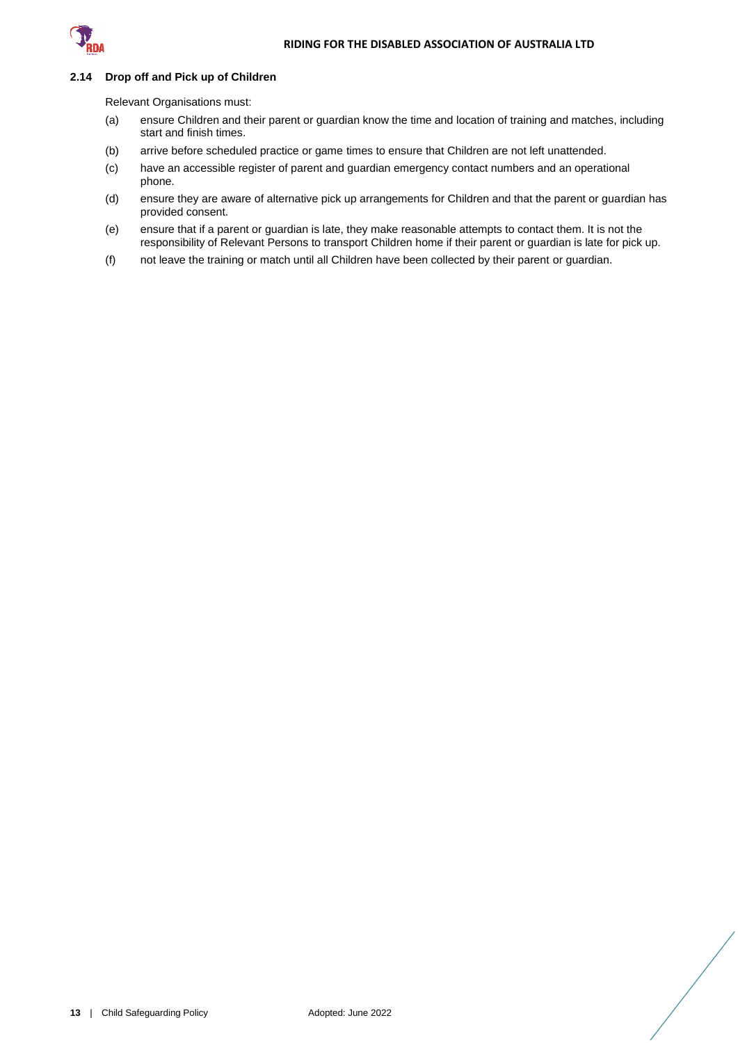### 2.14 Drop off and Pick up of Children

Relevant Organisations must:

(a) ensure Children and their parent or guardian know the time and location of training and matches, including start and finish times.

(b) arrive before scheduled practice or game times to ensure that Children are not left unattended.

(c) have an accessible register of parent and guardian emergency contact numbers and an operational phone.

(d) ensure they are aware of alternative pick up arrangements for Children and that the parent or guardian has provided consent.

(e) ensure that if a parent or guardian is late, they make reasonable attempts to contact them. It is not the responsibility of Relevant Persons to transport Children home if their parent or guardian is late for pick up.

(f) not leave the training or match until all Children have been collected by their parent or guardian.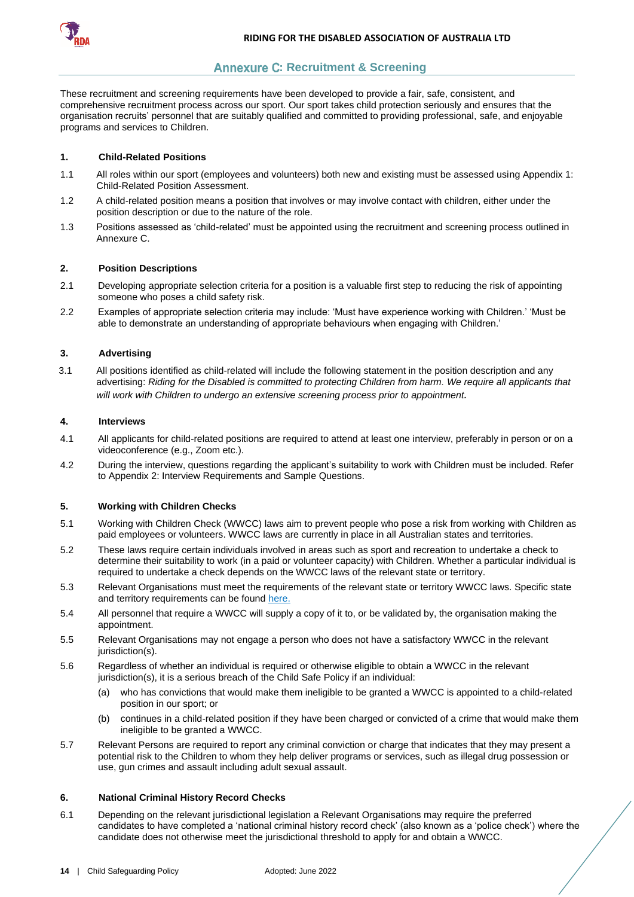## Annexure C: Recruitment & Screening

These recruitment and screening requirements have been developed to provide a fair, safe, consistent, and comprehensive recruitment process across our sport. Our sport takes child protection seriously and ensures that the organisation recruits' personnel that are suitably qualified and committed to providing professional, safe, and enjoyable programs and services to Children.

### 1. Child-Related Positions

1.1 All roles within our sport (employees and volunteers) both new and existing must be assessed using Appendix 1: Child-Related Position Assessment.

1.2 A child-related position means a position that involves or may involve contact with children, either under the position description or due to the nature of the role.

1.3 Positions assessed as 'child-related' must be appointed using the recruitment and screening process outlined in Annexure C.

### 2. Position Descriptions

2.1 Developing appropriate selection criteria for a position is a valuable first step to reducing the risk of appointing someone who poses a child safety risk.

2.2 Examples of appropriate selection criteria may include: 'Must have experience working with Children.' 'Must be able to demonstrate an understanding of appropriate behaviours when engaging with Children.'

### 3. Advertising

3.1 All positions identified as child-related will include the following statement in the position description and any advertising: *Riding for the Disabled is committed to protecting Children from harm. We require all applicants that will work with Children to undergo an extensive screening process prior to appointment.*

### 4. Interviews

4.1 All applicants for child-related positions are required to attend at least one interview, preferably in person or on a videoconference (e.g., Zoom etc.).

4.2 During the interview, questions regarding the applicant's suitability to work with Children must be included. Refer to Appendix 2: Interview Requirements and Sample Questions.

### 5. Working with Children Checks

5.1 Working with Children Check (WWCC) laws aim to prevent people who pose a risk from working with Children as paid employees or volunteers. WWCC laws are currently in place in all Australian states and territories.

5.2 These laws require certain individuals involved in areas such as sport and recreation to undertake a check to determine their suitability to work (in a paid or volunteer capacity) with Children. Whether a particular individual is required to undertake a check depends on the WWCC laws of the relevant state or territory.

5.3 Relevant Organisations must meet the requirements of the relevant state or territory WWCC laws. Specific state and territory requirements can be found here.

5.4 All personnel that require a WWCC will supply a copy of it to, or be validated by, the organisation making the appointment.

5.5 Relevant Organisations may not engage a person who does not have a satisfactory WWCC in the relevant jurisdiction(s).

5.6 Regardless of whether an individual is required or otherwise eligible to obtain a WWCC in the relevant jurisdiction(s), it is a serious breach of the Child Safe Policy if an individual:

(a) who has convictions that would make them ineligible to be granted a WWCC is appointed to a child-related position in our sport; or

(b) continues in a child-related position if they have been charged or convicted of a crime that would make them ineligible to be granted a WWCC.

5.7 Relevant Persons are required to report any criminal conviction or charge that indicates that they may present a potential risk to the Children to whom they help deliver programs or services, such as illegal drug possession or use, gun crimes and assault including adult sexual assault.

### 6. National Criminal History Record Checks

6.1 Depending on the relevant jurisdictional legislation a Relevant Organisations may require the preferred candidates to have completed a 'national criminal history record check' (also known as a 'police check') where the candidate does not otherwise meet the jurisdictional threshold to apply for and obtain a WWCC.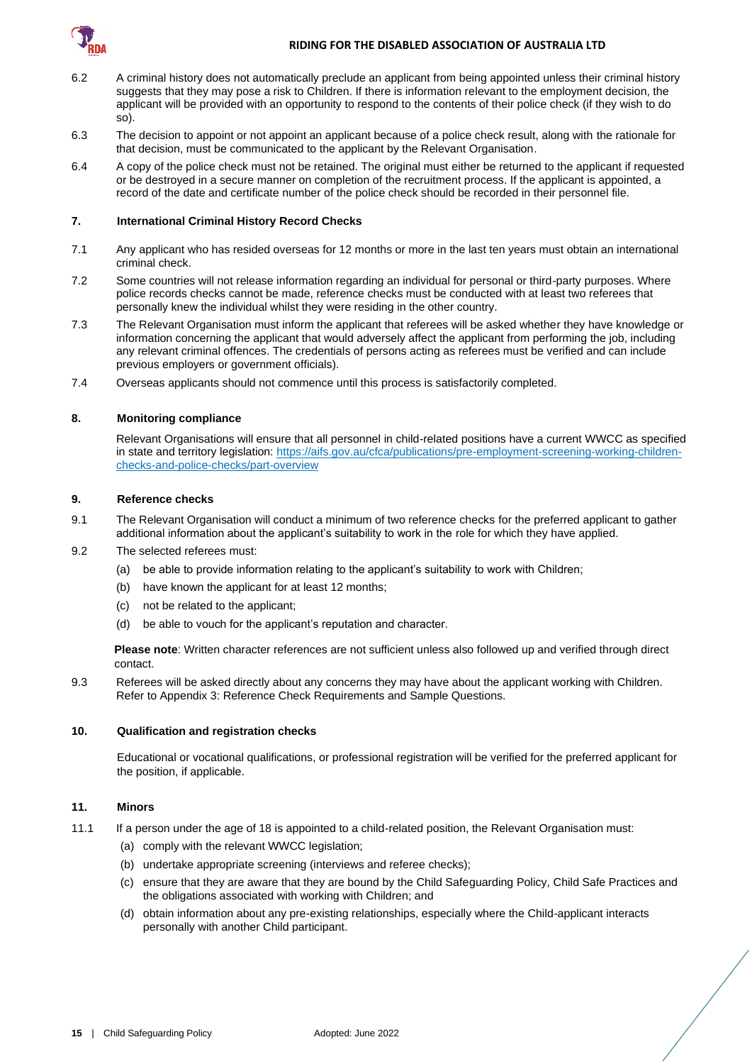6.2 A criminal history does not automatically preclude an applicant from being appointed unless their criminal history suggests that they may pose a risk to Children. If there is information relevant to the employment decision, the applicant will be provided with an opportunity to respond to the contents of their police check (if they wish to do so).

6.3 The decision to appoint or not appoint an applicant because of a police check result, along with the rationale for that decision, must be communicated to the applicant by the Relevant Organisation.

6.4 A copy of the police check must not be retained. The original must either be returned to the applicant if requested or be destroyed in a secure manner on completion of the recruitment process. If the applicant is appointed, a record of the date and certificate number of the police check should be recorded in their personnel file.

## 7. International Criminal History Record Checks

7.1 Any applicant who has resided overseas for 12 months or more in the last ten years must obtain an international criminal check.

7.2 Some countries will not release information regarding an individual for personal or third-party purposes. Where police records checks cannot be made, reference checks must be conducted with at least two referees that personally knew the individual whilst they were residing in the other country.

7.3 The Relevant Organisation must inform the applicant that referees will be asked whether they have knowledge or information concerning the applicant that would adversely affect the applicant from performing the job, including any relevant criminal offences. The credentials of persons acting as referees must be verified and can include previous employers or government officials).

7.4 Overseas applicants should not commence until this process is satisfactorily completed.

## 8. Monitoring compliance

Relevant Organisations will ensure that all personnel in child-related positions have a current WWCC as specified in state and territory legislation: [https://aifs.gov.au/cfca/publications/pre-employment-screening-working-children-checks-and-police-checks/part-overview](https://aifs.gov.au/cfca/publications/pre-employment-screening-working-children-checks-and-police-checks/part-overview)

## 9. Reference checks

9.1 The Relevant Organisation will conduct a minimum of two reference checks for the preferred applicant to gather additional information about the applicant's suitability to work in the role for which they have applied.

9.2 The selected referees must:

(a) be able to provide information relating to the applicant's suitability to work with Children;

(b) have known the applicant for at least 12 months;

(c) not be related to the applicant;

(d) be able to vouch for the applicant's reputation and character.

**Please note**: Written character references are not sufficient unless also followed up and verified through direct contact.

9.3 Referees will be asked directly about any concerns they may have about the applicant working with Children. Refer to Appendix 3: Reference Check Requirements and Sample Questions.

## 10. Qualification and registration checks

Educational or vocational qualifications, or professional registration will be verified for the preferred applicant for the position, if applicable.

## 11. Minors

11.1 If a person under the age of 18 is appointed to a child-related position, the Relevant Organisation must:

(a) comply with the relevant WWCC legislation;

(b) undertake appropriate screening (interviews and referee checks);

(c) ensure that they are aware that they are bound by the Child Safeguarding Policy, Child Safe Practices and the obligations associated with working with Children; and

(d) obtain information about any pre-existing relationships, especially where the Child-applicant interacts personally with another Child participant.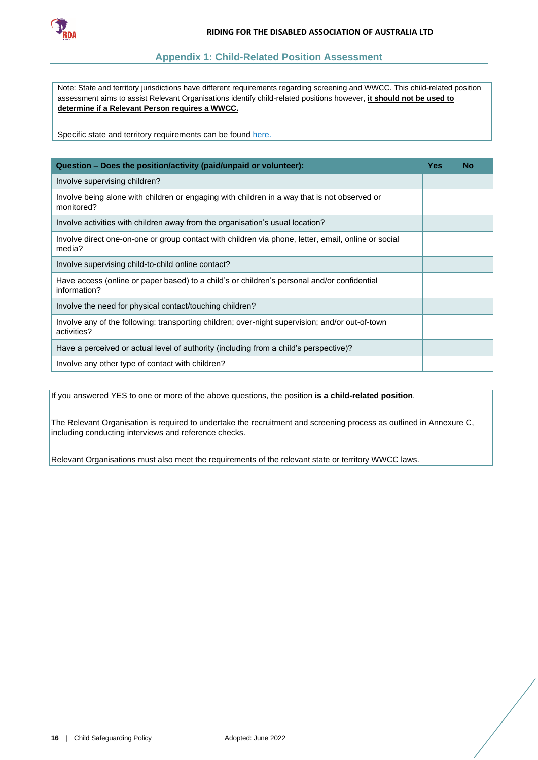## Appendix 1: Child-Related Position Assessment

Note: State and territory jurisdictions have different requirements regarding screening and WWCC. This child-related position assessment aims to assist Relevant Organisations identify child-related positions however, **it should not be used to determine if a Relevant Person requires a WWCC.**

Specific state and territory requirements can be found here.

| Question – Does the position/activity (paid/unpaid or volunteer): | Yes | No |
|---|---|---|
| Involve supervising children? | | |
| Involve being alone with children or engaging with children in a way that is not observed or monitored? | | |
| Involve activities with children away from the organisation's usual location? | | |
| Involve direct one-on-one or group contact with children via phone, letter, email, online or social media? | | |
| Involve supervising child-to-child online contact? | | |
| Have access (online or paper based) to a child's or children's personal and/or confidential information? | | |
| Involve the need for physical contact/touching children? | | |
| Involve any of the following: transporting children; over-night supervision; and/or out-of-town activities? | | |
| Have a perceived or actual level of authority (including from a child's perspective)? | | |
| Involve any other type of contact with children? | | |

If you answered YES to one or more of the above questions, the position **is a child-related position**.

The Relevant Organisation is required to undertake the recruitment and screening process as outlined in Annexure C, including conducting interviews and reference checks.

Relevant Organisations must also meet the requirements of the relevant state or territory WWCC laws.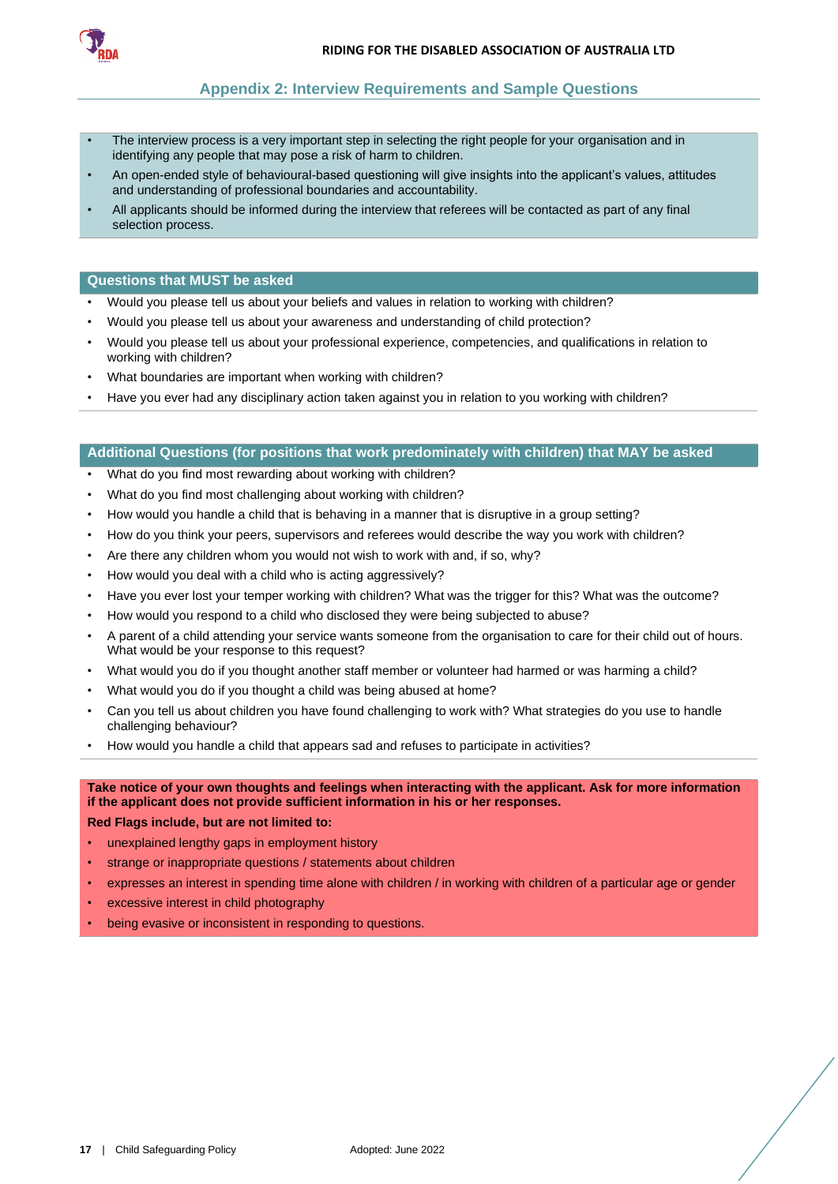## Appendix 2: Interview Requirements and Sample Questions

- The interview process is a very important step in selecting the right people for your organisation and in identifying any people that may pose a risk of harm to children.
- An open-ended style of behavioural-based questioning will give insights into the applicant's values, attitudes and understanding of professional boundaries and accountability.
- All applicants should be informed during the interview that referees will be contacted as part of any final selection process.

### Questions that MUST be asked

- Would you please tell us about your beliefs and values in relation to working with children?
- Would you please tell us about your awareness and understanding of child protection?
- Would you please tell us about your professional experience, competencies, and qualifications in relation to working with children?
- What boundaries are important when working with children?
- Have you ever had any disciplinary action taken against you in relation to you working with children?

### Additional Questions (for positions that work predominately with children) that MAY be asked

- What do you find most rewarding about working with children?
- What do you find most challenging about working with children?
- How would you handle a child that is behaving in a manner that is disruptive in a group setting?
- How do you think your peers, supervisors and referees would describe the way you work with children?
- Are there any children whom you would not wish to work with and, if so, why?
- How would you deal with a child who is acting aggressively?
- Have you ever lost your temper working with children? What was the trigger for this? What was the outcome?
- How would you respond to a child who disclosed they were being subjected to abuse?
- A parent of a child attending your service wants someone from the organisation to care for their child out of hours. What would be your response to this request?
- What would you do if you thought another staff member or volunteer had harmed or was harming a child?
- What would you do if you thought a child was being abused at home?
- Can you tell us about children you have found challenging to work with? What strategies do you use to handle challenging behaviour?
- How would you handle a child that appears sad and refuses to participate in activities?

**Take notice of your own thoughts and feelings when interacting with the applicant. Ask for more information if the applicant does not provide sufficient information in his or her responses.**

**Red Flags include, but are not limited to:**

- unexplained lengthy gaps in employment history
- strange or inappropriate questions / statements about children
- expresses an interest in spending time alone with children / in working with children of a particular age or gender
- excessive interest in child photography
- being evasive or inconsistent in responding to questions.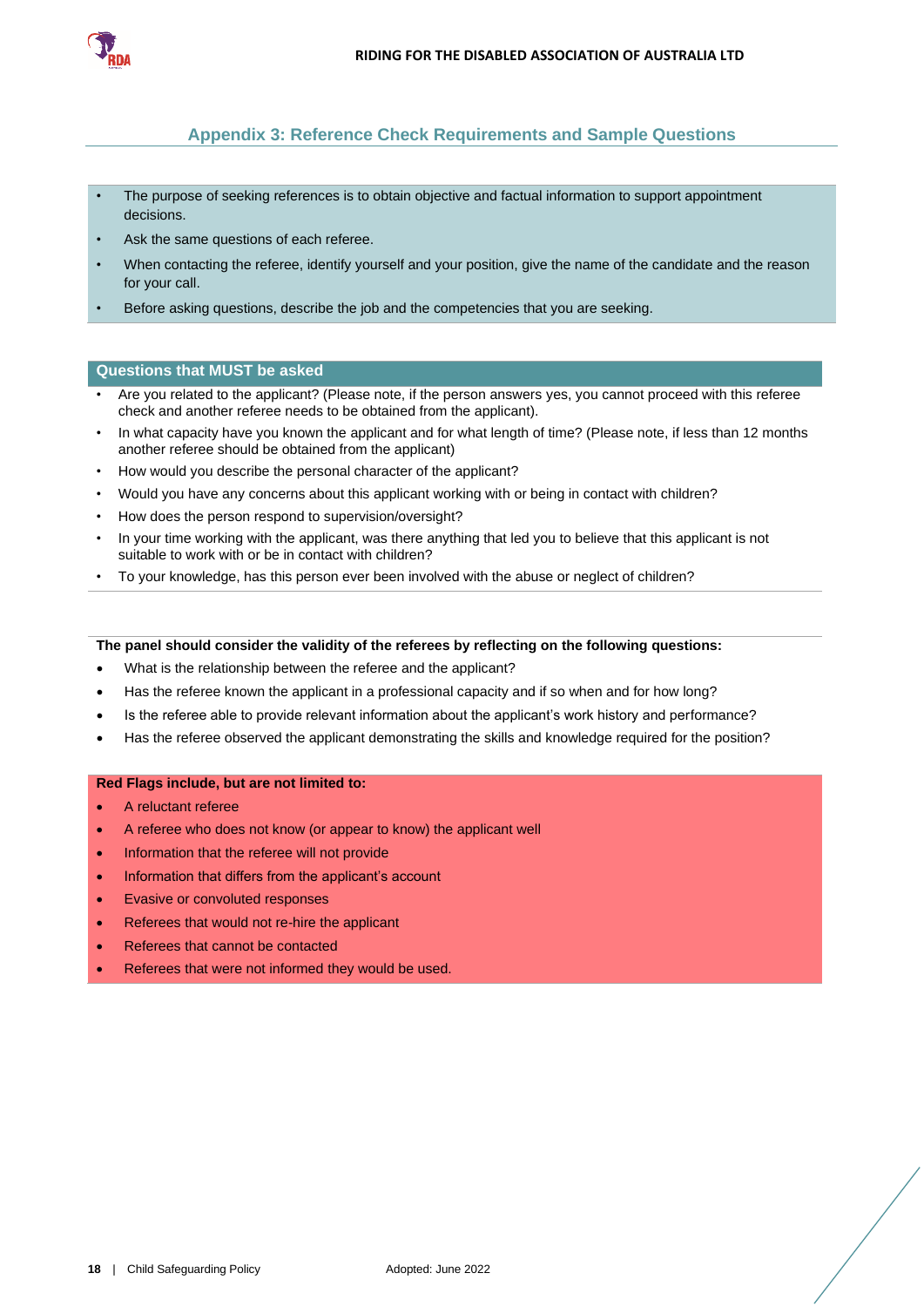## Appendix 3: Reference Check Requirements and Sample Questions

- The purpose of seeking references is to obtain objective and factual information to support appointment decisions.
- Ask the same questions of each referee.
- When contacting the referee, identify yourself and your position, give the name of the candidate and the reason for your call.
- Before asking questions, describe the job and the competencies that you are seeking.

### Questions that MUST be asked

- Are you related to the applicant? (Please note, if the person answers yes, you cannot proceed with this referee check and another referee needs to be obtained from the applicant).
- In what capacity have you known the applicant and for what length of time? (Please note, if less than 12 months another referee should be obtained from the applicant)
- How would you describe the personal character of the applicant?
- Would you have any concerns about this applicant working with or being in contact with children?
- How does the person respond to supervision/oversight?
- In your time working with the applicant, was there anything that led you to believe that this applicant is not suitable to work with or be in contact with children?
- To your knowledge, has this person ever been involved with the abuse or neglect of children?

**The panel should consider the validity of the referees by reflecting on the following questions:**

- What is the relationship between the referee and the applicant?
- Has the referee known the applicant in a professional capacity and if so when and for how long?
- Is the referee able to provide relevant information about the applicant's work history and performance?
- Has the referee observed the applicant demonstrating the skills and knowledge required for the position?

**Red Flags include, but are not limited to:**

- A reluctant referee
- A referee who does not know (or appear to know) the applicant well
- Information that the referee will not provide
- Information that differs from the applicant's account
- Evasive or convoluted responses
- Referees that would not re-hire the applicant
- Referees that cannot be contacted
- Referees that were not informed they would be used.